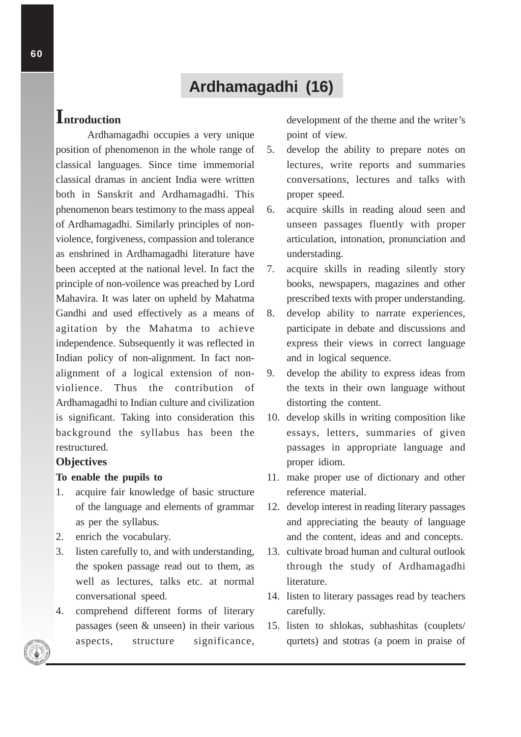# Ardhamagadhi (16)

## Introduction

Ardhamagadhi occupies a very unique position of phenomenon in the whole range of classical languages. Since time immemorial classical dramas in ancient India were written both in Sanskrit and Ardhamagadhi. This phenomenon bears testimony to the mass appeal of Ardhamagadhi. Similarly principles of non-violence, forgiveness, compassion and tolerance as enshrined in Ardhamagadhi literature have been accepted at the national level. In fact the principle of non-voilence was preached by Lord Mahavira. It was later on upheld by Mahatma Gandhi and used effectively as a means of agitation by the Mahatma to achieve independence. Subsequently it was reflected in Indian policy of non-alignment. In fact non-alignment of a logical extension of non-violence. Thus the contribution of Ardhamagadhi to Indian culture and civilization is significant. Taking into consideration this background the syllabus has been the restructured.

### Objectives

**To enable the pupils to**

1. acquire fair knowledge of basic structure of the language and elements of grammar as per the syllabus.
2. enrich the vocabulary.
3. listen carefully to, and with understanding, the spoken passage read out to them, as well as lectures, talks etc. at normal conversational speed.
4. comprehend different forms of literary passages (seen & unseen) in their various aspects, structure significance, development of the theme and the writer's point of view.
5. develop the ability to prepare notes on lectures, write reports and summaries conversations, lectures and talks with proper speed.
6. acquire skills in reading aloud seen and unseen passages fluently with proper articulation, intonation, pronunciation and understading.
7. acquire skills in reading silently story books, newspapers, magazines and other prescribed texts with proper understanding.
8. develop ability to narrate experiences, participate in debate and discussions and express their views in correct language and in logical sequence.
9. develop the ability to express ideas from the texts in their own language without distorting the content.
10. develop skills in writing composition like essays, letters, summaries of given passages in appropriate language and proper idiom.
11. make proper use of dictionary and other reference material.
12. develop interest in reading literary passages and appreciating the beauty of language and the content, ideas and and concepts.
13. cultivate broad human and cultural outlook through the study of Ardhamagadhi literature.
14. listen to literary passages read by teachers carefully.
15. listen to shlokas, subhashitas (couplets/ qurtets) and stotras (a poem in praise of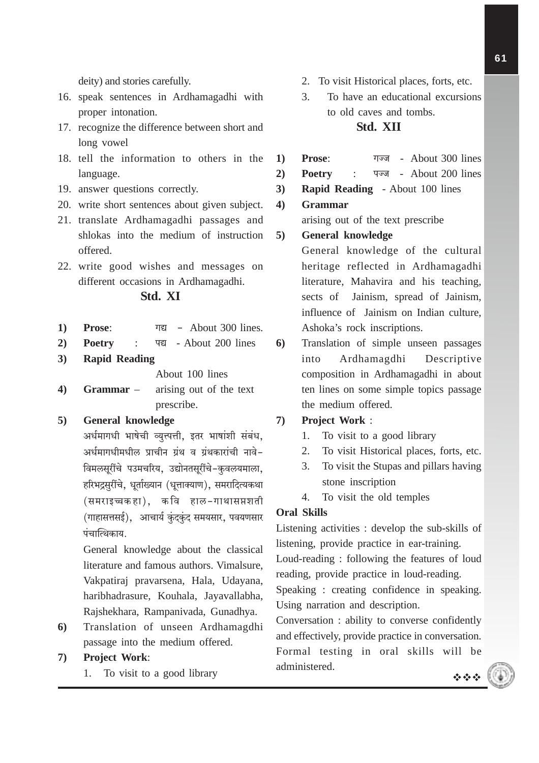deity) and stories carefully.

16. speak sentences in Ardhamagadhi with proper intonation.
17. recognize the difference between short and long vowel
18. tell the information to others in the language.
19. answer questions correctly.
20. write short sentences about given subject.
21. translate Ardhamagadhi passages and shlokas into the medium of instruction offered.
22. write good wishes and messages on different occasions in Ardhamagadhi.

## Std. XI

1) **Prose**: गद्य – About 300 lines.
2) **Poetry** : पद्य - About 200 lines
3) **Rapid Reading** About 100 lines
4) **Grammar** – arising out of the text prescribe.
5) **General knowledge**

   अर्धमागधी भाषेची व्युत्पत्ती, इतर भाषांशी संबंध, अर्धमागधीमधील प्राचीन ग्रंथ व ग्रंथकारांची नावे- विमलसूरींचे पउमचरिय, उद्योतनसूरींचे-कुवलयमाला, हरिभद्रसुरींचे, धूर्ताख्यान (धूत्ताक्याण), समरादित्यकथा (समराइच्चकहा), कवि हाल-गाथासप्तशती (गाहासत्तसई), आचार्य कुंदकुंद समयसार, पवयणसार पंचात्थिकाय.

   General knowledge about the classical literature and famous authors. Vimalsure, Vakpatiraj pravarsena, Hala, Udayana, haribhadrasure, Kouhala, Jayavallabha, Rajshekhara, Rampanivada, Gunadhya.
6) Translation of unseen Ardhamagdhi passage into the medium offered.
7) **Project Work**:
   1. To visit to a good library
   2. To visit Historical places, forts, etc.
   3. To have an educational excursions to old caves and tombs.

## Std. XII

1) **Prose**: गज्ज - About 300 lines
2) **Poetry** : पज्ज - About 200 lines
3) **Rapid Reading** - About 100 lines
4) **Grammar**

   arising out of the text prescribe
5) **General knowledge**

   General knowledge of the cultural heritage reflected in Ardhamagadhi literature, Mahavira and his teaching, sects of Jainism, spread of Jainism, influence of Jainism on Indian culture, Ashoka's rock inscriptions.
6) Translation of simple unseen passages into Ardhamagdhi Descriptive composition in Ardhamagadhi in about ten lines on some simple topics passage the medium offered.
7) **Project Work** :
   1. To visit to a good library
   2. To visit Historical places, forts, etc.
   3. To visit the Stupas and pillars having stone inscription
   4. To visit the old temples

**Oral Skills**

Listening activities : develop the sub-skills of listening, provide practice in ear-training.

Loud-reading : following the features of loud reading, provide practice in loud-reading.

Speaking : creating confidence in speaking. Using narration and description.

Conversation : ability to converse confidently and effectively, provide practice in conversation. Formal testing in oral skills will be administered.

❖❖❖